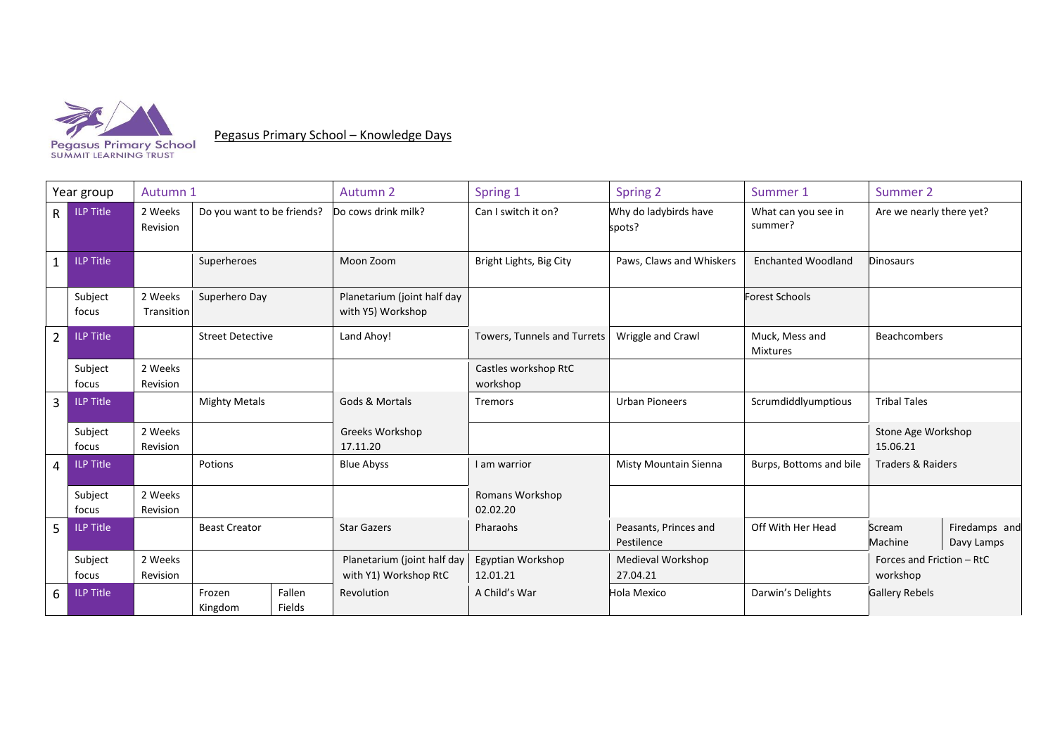Pegasus Primary School
SUMMIT LEARNING TRUST

# Pegasus Primary School – Knowledge Days

| Year group | | Autumn 1 | | | Autumn 2 | Spring 1 | Spring 2 | Summer 1 | Summer 2 | |
|---|---|---|---|---|---|---|---|---|---|---|
| R | ILP Title | 2 Weeks Revision | Do you want to be friends? | | Do cows drink milk? | Can I switch it on? | Why do ladybirds have spots? | What can you see in summer? | Are we nearly there yet? | |
| 1 | ILP Title | | Superheroes | | Moon Zoom | Bright Lights, Big City | Paws, Claws and Whiskers | Enchanted Woodland | Dinosaurs | |
| | Subject focus | 2 Weeks Transition | Superhero Day | | Planetarium (joint half day with Y5) Workshop | | | Forest Schools | | |
| 2 | ILP Title | | Street Detective | | Land Ahoy! | Towers, Tunnels and Turrets | Wriggle and Crawl | Muck, Mess and Mixtures | Beachcombers | |
| | Subject focus | 2 Weeks Revision | | | | Castles workshop RtC workshop | | | | |
| 3 | ILP Title | | Mighty Metals | | Gods & Mortals | Tremors | Urban Pioneers | Scrumdiddlyumptious | Tribal Tales | |
| | Subject focus | 2 Weeks Revision | | | Greeks Workshop 17.11.20 | | | | Stone Age Workshop 15.06.21 | |
| 4 | ILP Title | | Potions | | Blue Abyss | I am warrior | Misty Mountain Sienna | Burps, Bottoms and bile | Traders & Raiders | |
| | Subject focus | 2 Weeks Revision | | | | Romans Workshop 02.02.20 | | | | |
| 5 | ILP Title | | Beast Creator | | Star Gazers | Pharaohs | Peasants, Princes and Pestilence | Off With Her Head | Scream Machine | Firedamps and Davy Lamps |
| | Subject focus | 2 Weeks Revision | | | Planetarium (joint half day with Y1) Workshop RtC | Egyptian Workshop 12.01.21 | Medieval Workshop 27.04.21 | | Forces and Friction – RtC workshop | |
| 6 | ILP Title | | Frozen Kingdom | Fallen Fields | Revolution | A Child's War | Hola Mexico | Darwin's Delights | Gallery Rebels | |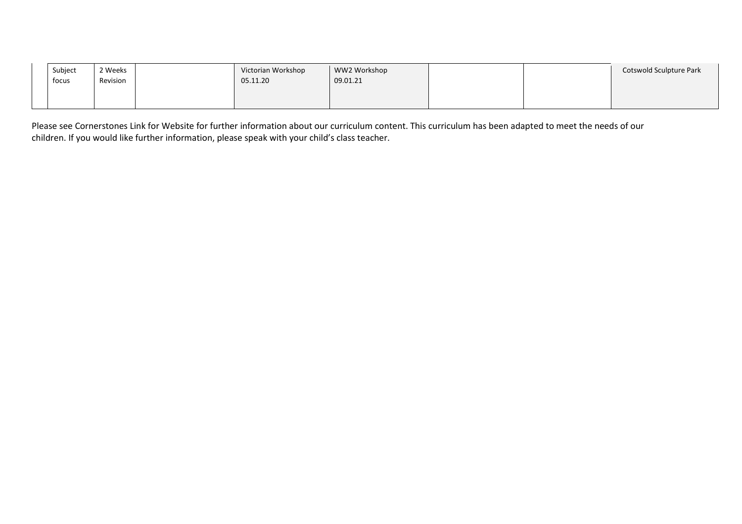| | | | | | | | | |
|---|---|---|---|---|---|---|---|---|
| | Subject focus | 2 Weeks Revision | | Victorian Workshop 05.11.20 | WW2 Workshop 09.01.21 | | | Cotswold Sculpture Park |

Please see Cornerstones Link for Website for further information about our curriculum content. This curriculum has been adapted to meet the needs of our children. If you would like further information, please speak with your child's class teacher.